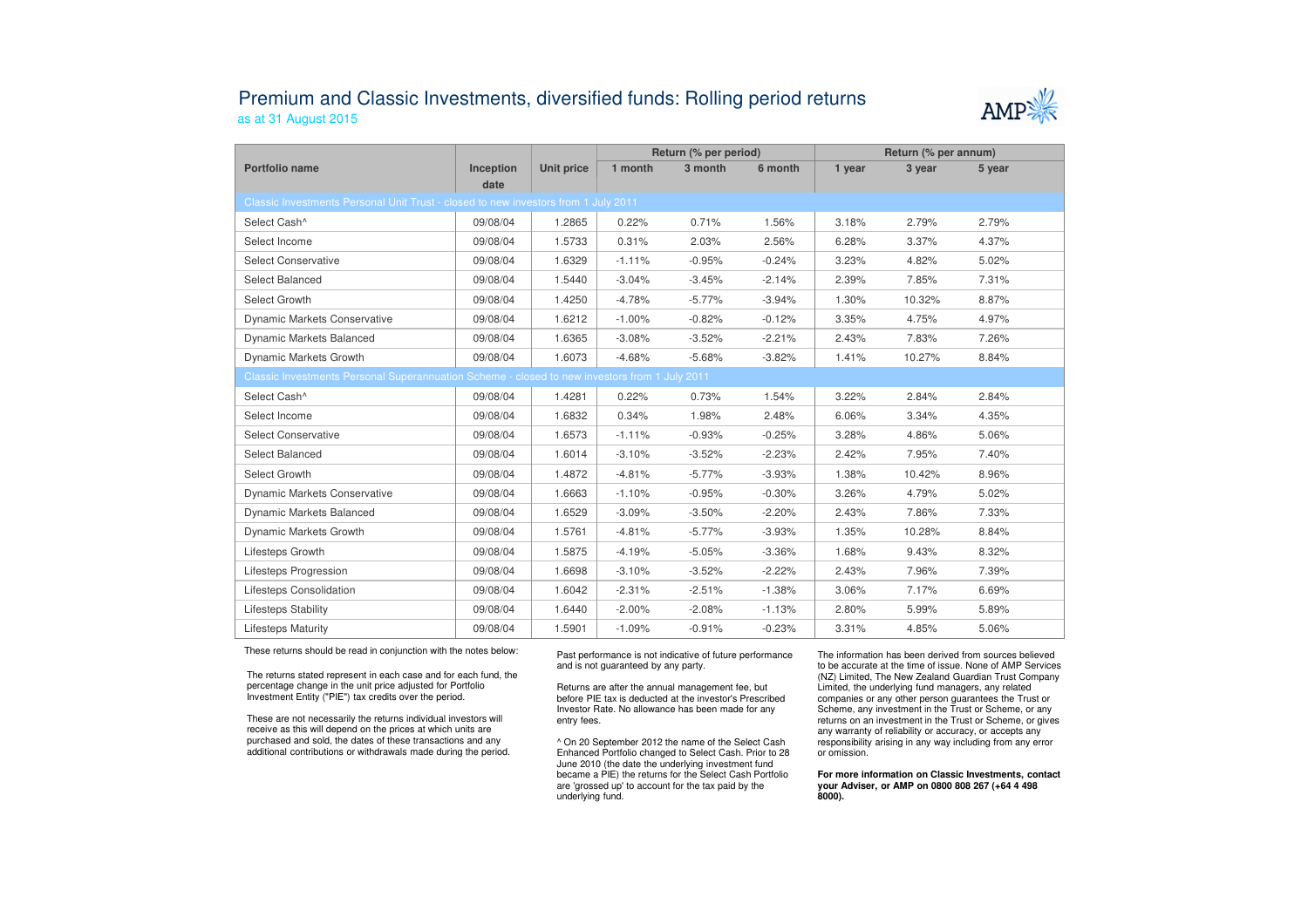# Premium and Classic Investments, diversified funds: Rolling period returns

as at 31 August 2015

| Portfolio name | Inception date | Unit price | Return (% per period) | | | Return (% per annum) | | |
|---|---|---|---|---|---|---|---|---|
| | | | 1 month | 3 month | 6 month | 1 year | 3 year | 5 year |
| **Classic Investments Personal Unit Trust - closed to new investors from 1 July 2011** | | | | | | | | |
| Select Cash^ | 09/08/04 | 1.2865 | 0.22% | 0.71% | 1.56% | 3.18% | 2.79% | 2.79% |
| Select Income | 09/08/04 | 1.5733 | 0.31% | 2.03% | 2.56% | 6.28% | 3.37% | 4.37% |
| Select Conservative | 09/08/04 | 1.6329 | -1.11% | -0.95% | -0.24% | 3.23% | 4.82% | 5.02% |
| Select Balanced | 09/08/04 | 1.5440 | -3.04% | -3.45% | -2.14% | 2.39% | 7.85% | 7.31% |
| Select Growth | 09/08/04 | 1.4250 | -4.78% | -5.77% | -3.94% | 1.30% | 10.32% | 8.87% |
| Dynamic Markets Conservative | 09/08/04 | 1.6212 | -1.00% | -0.82% | -0.12% | 3.35% | 4.75% | 4.97% |
| Dynamic Markets Balanced | 09/08/04 | 1.6365 | -3.08% | -3.52% | -2.21% | 2.43% | 7.83% | 7.26% |
| Dynamic Markets Growth | 09/08/04 | 1.6073 | -4.68% | -5.68% | -3.82% | 1.41% | 10.27% | 8.84% |
| **Classic Investments Personal Superannuation Scheme - closed to new investors from 1 July 2011** | | | | | | | | |
| Select Cash^ | 09/08/04 | 1.4281 | 0.22% | 0.73% | 1.54% | 3.22% | 2.84% | 2.84% |
| Select Income | 09/08/04 | 1.6832 | 0.34% | 1.98% | 2.48% | 6.06% | 3.34% | 4.35% |
| Select Conservative | 09/08/04 | 1.6573 | -1.11% | -0.93% | -0.25% | 3.28% | 4.86% | 5.06% |
| Select Balanced | 09/08/04 | 1.6014 | -3.10% | -3.52% | -2.23% | 2.42% | 7.95% | 7.40% |
| Select Growth | 09/08/04 | 1.4872 | -4.81% | -5.77% | -3.93% | 1.38% | 10.42% | 8.96% |
| Dynamic Markets Conservative | 09/08/04 | 1.6663 | -1.10% | -0.95% | -0.30% | 3.26% | 4.79% | 5.02% |
| Dynamic Markets Balanced | 09/08/04 | 1.6529 | -3.09% | -3.50% | -2.20% | 2.43% | 7.86% | 7.33% |
| Dynamic Markets Growth | 09/08/04 | 1.5761 | -4.81% | -5.77% | -3.93% | 1.35% | 10.28% | 8.84% |
| Lifesteps Growth | 09/08/04 | 1.5875 | -4.19% | -5.05% | -3.36% | 1.68% | 9.43% | 8.32% |
| Lifesteps Progression | 09/08/04 | 1.6698 | -3.10% | -3.52% | -2.22% | 2.43% | 7.96% | 7.39% |
| Lifesteps Consolidation | 09/08/04 | 1.6042 | -2.31% | -2.51% | -1.38% | 3.06% | 7.17% | 6.69% |
| Lifesteps Stability | 09/08/04 | 1.6440 | -2.00% | -2.08% | -1.13% | 2.80% | 5.99% | 5.89% |
| Lifesteps Maturity | 09/08/04 | 1.5901 | -1.09% | -0.91% | -0.23% | 3.31% | 4.85% | 5.06% |

These returns should be read in conjunction with the notes below:

The returns stated represent in each case and for each fund, the percentage change in the unit price adjusted for Portfolio Investment Entity ("PIE") tax credits over the period.

These are not necessarily the returns individual investors will receive as this will depend on the prices at which units are purchased and sold, the dates of these transactions and any additional contributions or withdrawals made during the period.

Past performance is not indicative of future performance and is not guaranteed by any party.

Returns are after the annual management fee, but before PIE tax is deducted at the investor's Prescribed Investor Rate. No allowance has been made for any entry fees.

^ On 20 September 2012 the name of the Select Cash Enhanced Portfolio changed to Select Cash. Prior to 28 June 2010 (the date the underlying investment fund became a PIE) the returns for the Select Cash Portfolio are 'grossed up' to account for the tax paid by the underlying fund.

The information has been derived from sources believed to be accurate at the time of issue. None of AMP Services (NZ) Limited, The New Zealand Guardian Trust Company Limited, the underlying fund managers, any related companies or any other person guarantees the Trust or Scheme, any investment in the Trust or Scheme, or any returns on an investment in the Trust or Scheme, or gives any warranty of reliability or accuracy, or accepts any responsibility arising in any way including from any error or omission.

**For more information on Classic Investments, contact your Adviser, or AMP on 0800 808 267 (+64 4 498 8000).**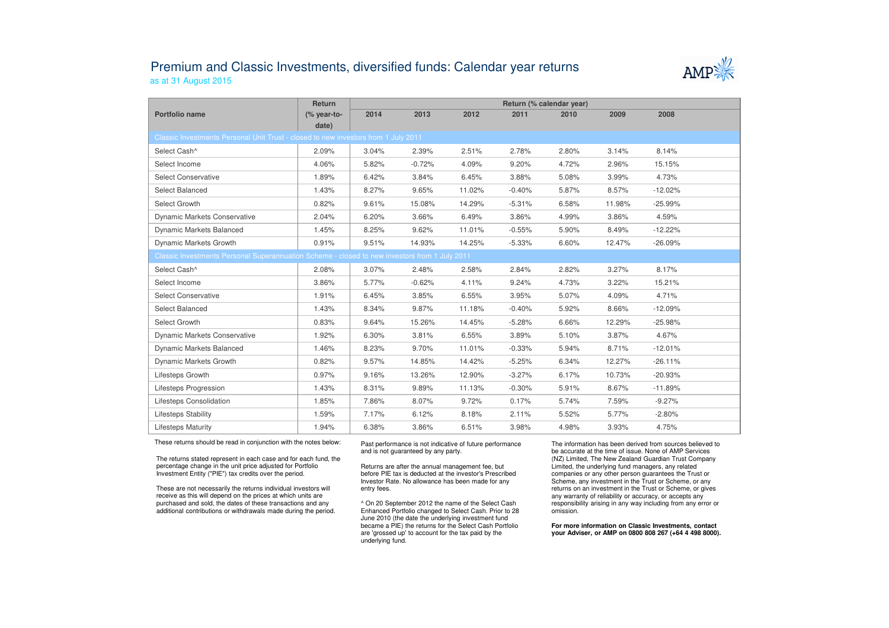# Premium and Classic Investments, diversified funds: Calendar year returns

as at 31 August 2015

| Portfolio name | Return (% year-to-date) | Return (% calendar year) | | | | | | |
|---|---|---|---|---|---|---|---|---|
| | | 2014 | 2013 | 2012 | 2011 | 2010 | 2009 | 2008 |
| Classic Investments Personal Unit Trust - closed to new investors from 1 July 2011 | | | | | | | | |
| Select Cash^ | 2.09% | 3.04% | 2.39% | 2.51% | 2.78% | 2.80% | 3.14% | 8.14% |
| Select Income | 4.06% | 5.82% | -0.72% | 4.09% | 9.20% | 4.72% | 2.96% | 15.15% |
| Select Conservative | 1.89% | 6.42% | 3.84% | 6.45% | 3.88% | 5.08% | 3.99% | 4.73% |
| Select Balanced | 1.43% | 8.27% | 9.65% | 11.02% | -0.40% | 5.87% | 8.57% | -12.02% |
| Select Growth | 0.82% | 9.61% | 15.08% | 14.29% | -5.31% | 6.58% | 11.98% | -25.99% |
| Dynamic Markets Conservative | 2.04% | 6.20% | 3.66% | 6.49% | 3.86% | 4.99% | 3.86% | 4.59% |
| Dynamic Markets Balanced | 1.45% | 8.25% | 9.62% | 11.01% | -0.55% | 5.90% | 8.49% | -12.22% |
| Dynamic Markets Growth | 0.91% | 9.51% | 14.93% | 14.25% | -5.33% | 6.60% | 12.47% | -26.09% |
| Classic Investments Personal Superannuation Scheme - closed to new investors from 1 July 2011 | | | | | | | | |
| Select Cash^ | 2.08% | 3.07% | 2.48% | 2.58% | 2.84% | 2.82% | 3.27% | 8.17% |
| Select Income | 3.86% | 5.77% | -0.62% | 4.11% | 9.24% | 4.73% | 3.22% | 15.21% |
| Select Conservative | 1.91% | 6.45% | 3.85% | 6.55% | 3.95% | 5.07% | 4.09% | 4.71% |
| Select Balanced | 1.43% | 8.34% | 9.87% | 11.18% | -0.40% | 5.92% | 8.66% | -12.09% |
| Select Growth | 0.83% | 9.64% | 15.26% | 14.45% | -5.28% | 6.66% | 12.29% | -25.98% |
| Dynamic Markets Conservative | 1.92% | 6.30% | 3.81% | 6.55% | 3.89% | 5.10% | 3.87% | 4.67% |
| Dynamic Markets Balanced | 1.46% | 8.23% | 9.70% | 11.01% | -0.33% | 5.94% | 8.71% | -12.01% |
| Dynamic Markets Growth | 0.82% | 9.57% | 14.85% | 14.42% | -5.25% | 6.34% | 12.27% | -26.11% |
| Lifesteps Growth | 0.97% | 9.16% | 13.26% | 12.90% | -3.27% | 6.17% | 10.73% | -20.93% |
| Lifesteps Progression | 1.43% | 8.31% | 9.89% | 11.13% | -0.30% | 5.91% | 8.67% | -11.89% |
| Lifesteps Consolidation | 1.85% | 7.86% | 8.07% | 9.72% | 0.17% | 5.74% | 7.59% | -9.27% |
| Lifesteps Stability | 1.59% | 7.17% | 6.12% | 8.18% | 2.11% | 5.52% | 5.77% | -2.80% |
| Lifesteps Maturity | 1.94% | 6.38% | 3.86% | 6.51% | 3.98% | 4.98% | 3.93% | 4.75% |

These returns should be read in conjunction with the notes below:

The returns stated represent in each case and for each fund, the percentage change in the unit price adjusted for Portfolio Investment Entity ("PIE") tax credits over the period.

These are not necessarily the returns individual investors will receive as this will depend on the prices at which units are purchased and sold, the dates of these transactions and any additional contributions or withdrawals made during the period.

Past performance is not indicative of future performance and is not guaranteed by any party.

Returns are after the annual management fee, but before PIE tax is deducted at the investor's Prescribed Investor Rate. No allowance has been made for any entry fees.

^ On 20 September 2012 the name of the Select Cash Enhanced Portfolio changed to Select Cash. Prior to 28 June 2010 (the date the underlying investment fund became a PIE) the returns for the Select Cash Portfolio are 'grossed up' to account for the tax paid by the underlying fund.

The information has been derived from sources believed to be accurate at the time of issue. None of AMP Services (NZ) Limited, The New Zealand Guardian Trust Company Limited, the underlying fund managers, any related companies or any other person guarantees the Trust or Scheme, any investment in the Trust or Scheme, or any returns on an investment in the Trust or Scheme, or gives any warranty of reliability or accuracy, or accepts any responsibility arising in any way including from any error or omission.

**For more information on Classic Investments, contact your Adviser, or AMP on 0800 808 267 (+64 4 498 8000).**